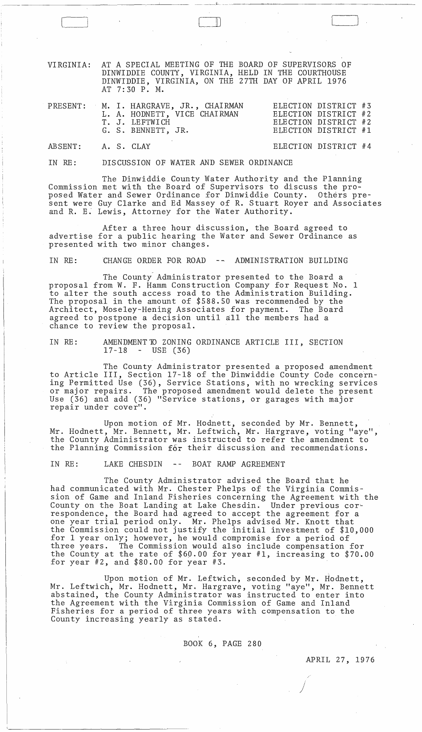VIRGINIA: AT A SPECIAL MEETING OF THE BOARD OF SUPERVISORS OF DINWIDDIE COUNTY, VIRGINIA, HELD IN THE COURTHOUSE DINWIDDIE, VIRGINIA, ON THE 27TH DAY OF APRIL 1976 AT 7:30 P. M.

| | | |
|---|---|---|
| PRESENT: | M. I. HARGRAVE, JR., CHAIRMAN | ELECTION DISTRICT #3 |
| | L. A. HODNETT, VICE CHAIRMAN | ELECTION DISTRICT #2 |
| | T. J. LEFTWICH | ELECTION DISTRICT #2 |
| | G. S. BENNETT, JR. | ELECTION DISTRICT #1 |
| ABSENT: | A. S. CLAY | ELECTION DISTRICT #4 |

IN RE: DISCUSSION OF WATER AND SEWER ORDINANCE

The Dinwiddie County Water Authority and the Planning Commission met with the Board of Supervisors to discuss the proposed Water and Sewer Ordinance for Dinwiddie County. Others present were Guy Clarke and Ed Massey of R. Stuart Royer and Associates and R. E. Lewis, Attorney for the Water Authority.

After a three hour discussion, the Board agreed to advertise for a public hearing the Water and Sewer Ordinance as presented with two minor changes.

IN RE: CHANGE ORDER FOR ROAD -- ADMINISTRATION BUILDING

The County Administrator presented to the Board a proposal from W. F. Hamm Construction Company for Request No. 1 to alter the south access road to the Administration Building. The proposal in the amount of $588.50 was recommended by the Architect, Moseley-Hening Associates for payment. The Board agreed to postpone a decision until all the members had a chance to review the proposal.

IN RE: AMENDMENT TO ZONING ORDINANCE ARTICLE III, SECTION 17-18 - USE (36)

The County Administrator presented a proposed amendment to Article III, Section 17-18 of the Dinwiddie County Code concerning Permitted Use (36), Service Stations, with no wrecking services or major repairs. The proposed amendment would delete the present Use (36) and add (36) "Service stations, or garages with major repair under cover".

Upon motion of Mr. Hodnett, seconded by Mr. Bennett, Mr. Hodnett, Mr. Bennett, Mr. Leftwich, Mr. Hargrave, voting "aye", the County Administrator was instructed to refer the amendment to the Planning Commission for their discussion and recommendations.

IN RE: LAKE CHESDIN -- BOAT RAMP AGREEMENT

The County Administrator advised the Board that he had communicated with Mr. Chester Phelps of the Virginia Commission of Game and Inland Fisheries concerning the Agreement with the County on the Boat Landing at Lake Chesdin. Under previous correspondence, the Board had agreed to accept the agreement for a one year trial period only. Mr. Phelps advised Mr. Knott that the Commission could not justify the initial investment of $10,000 for 1 year only; however, he would compromise for a period of three years. The Commission would also include compensation for the County at the rate of $60.00 for year #1, increasing to $70.00 for year #2, and $80.00 for year #3.

Upon motion of Mr. Leftwich, seconded by Mr. Hodnett, Mr. Leftwich, Mr. Hodnett, Mr. Hargrave, voting "aye", Mr. Bennett abstained, the County Administrator was instructed to enter into the Agreement with the Virginia Commission of Game and Inland Fisheries for a period of three years with compensation to the County increasing yearly as stated.

BOOK 6, PAGE 280

APRIL 27, 1976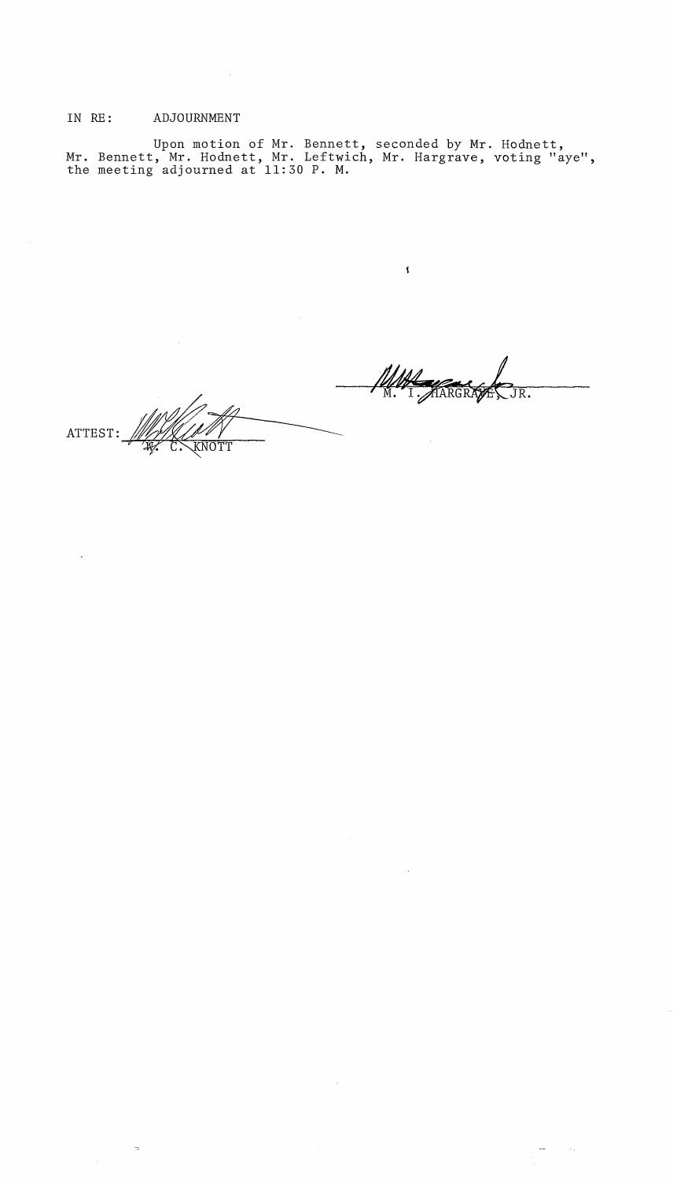IN RE: ADJOURNMENT

Upon motion of Mr. Bennett, seconded by Mr. Hodnett, Mr. Bennett, Mr. Hodnett, Mr. Leftwich, Mr. Hargrave, voting "aye", the meeting adjourned at 11:30 P. M.

M. I. HARGRAVE, JR.

ATTEST: W. C. KNOTT